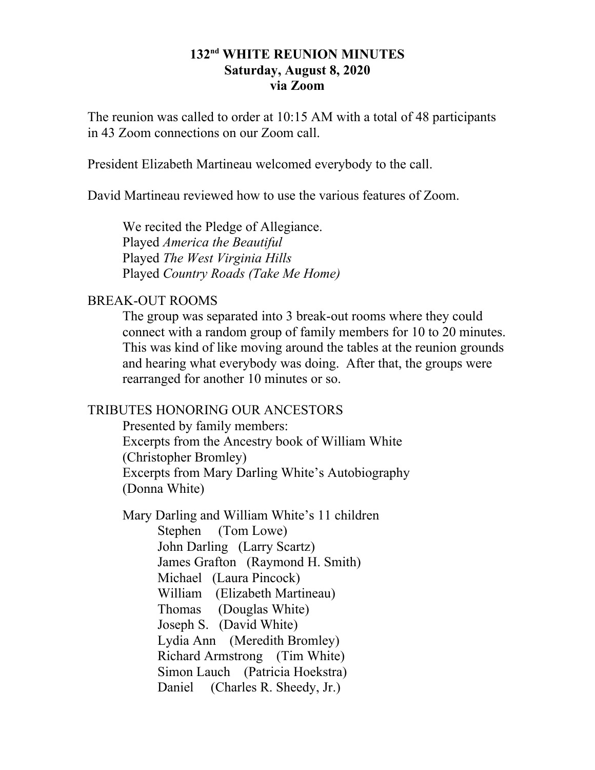# 132nd WHITE REUNION MINUTES
## Saturday, August 8, 2020
## via Zoom

The reunion was called to order at 10:15 AM with a total of 48 participants in 43 Zoom connections on our Zoom call.

President Elizabeth Martineau welcomed everybody to the call.

David Martineau reviewed how to use the various features of Zoom.

> We recited the Pledge of Allegiance.
> Played *America the Beautiful*
> Played *The West Virginia Hills*
> Played *Country Roads (Take Me Home)*

BREAK-OUT ROOMS

> The group was separated into 3 break-out rooms where they could connect with a random group of family members for 10 to 20 minutes. This was kind of like moving around the tables at the reunion grounds and hearing what everybody was doing. After that, the groups were rearranged for another 10 minutes or so.

TRIBUTES HONORING OUR ANCESTORS

> Presented by family members:
> Excerpts from the Ancestry book of William White (Christopher Bromley)
> Excerpts from Mary Darling White's Autobiography (Donna White)
>
> Mary Darling and William White's 11 children
> - Stephen (Tom Lowe)
> - John Darling (Larry Scartz)
> - James Grafton (Raymond H. Smith)
> - Michael (Laura Pincock)
> - William (Elizabeth Martineau)
> - Thomas (Douglas White)
> - Joseph S. (David White)
> - Lydia Ann (Meredith Bromley)
> - Richard Armstrong (Tim White)
> - Simon Lauch (Patricia Hoekstra)
> - Daniel (Charles R. Sheedy, Jr.)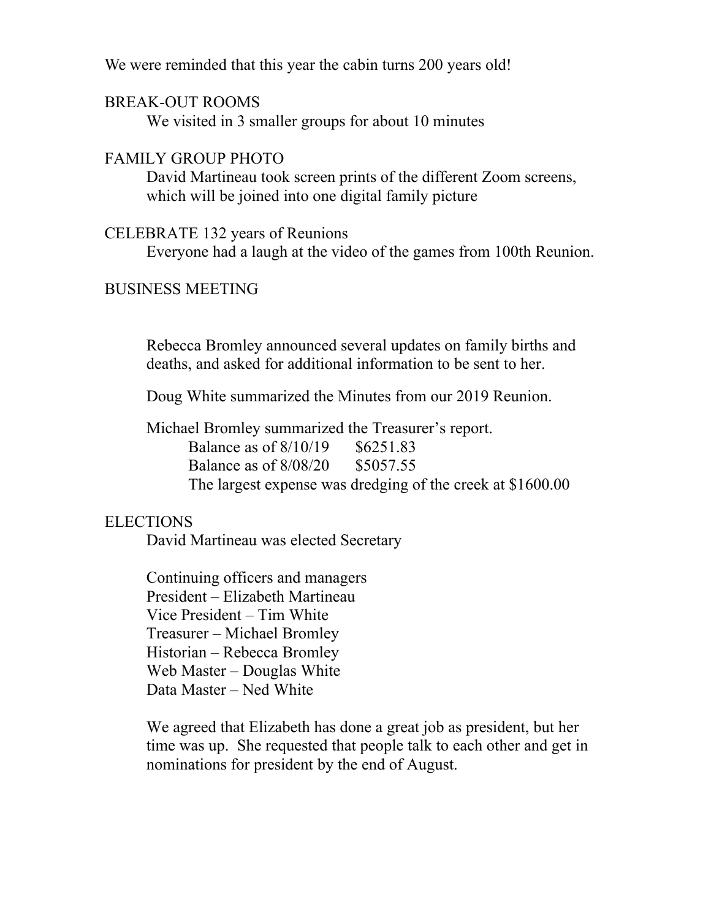We were reminded that this year the cabin turns 200 years old!

## BREAK-OUT ROOMS

We visited in 3 smaller groups for about 10 minutes

## FAMILY GROUP PHOTO

David Martineau took screen prints of the different Zoom screens, which will be joined into one digital family picture

## CELEBRATE 132 years of Reunions

Everyone had a laugh at the video of the games from 100th Reunion.

## BUSINESS MEETING

Rebecca Bromley announced several updates on family births and deaths, and asked for additional information to be sent to her.

Doug White summarized the Minutes from our 2019 Reunion.

Michael Bromley summarized the Treasurer's report.

Balance as of 8/10/19 $6251.83
Balance as of 8/08/20 $5057.55
The largest expense was dredging of the creek at $1600.00

## ELECTIONS

David Martineau was elected Secretary

Continuing officers and managers
President – Elizabeth Martineau
Vice President – Tim White
Treasurer – Michael Bromley
Historian – Rebecca Bromley
Web Master – Douglas White
Data Master – Ned White

We agreed that Elizabeth has done a great job as president, but her time was up. She requested that people talk to each other and get in nominations for president by the end of August.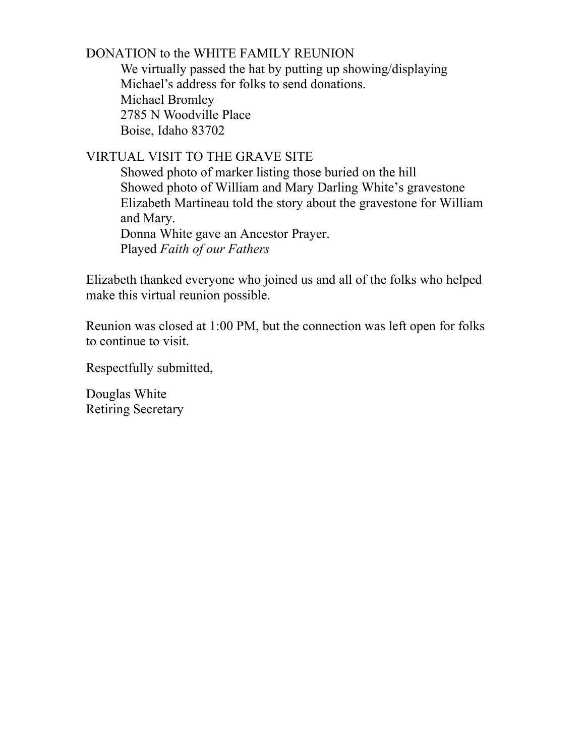DONATION to the WHITE FAMILY REUNION

We virtually passed the hat by putting up showing/displaying Michael's address for folks to send donations.
Michael Bromley
2785 N Woodville Place
Boise, Idaho 83702

VIRTUAL VISIT TO THE GRAVE SITE

Showed photo of marker listing those buried on the hill
Showed photo of William and Mary Darling White's gravestone
Elizabeth Martineau told the story about the gravestone for William and Mary.
Donna White gave an Ancestor Prayer.
Played *Faith of our Fathers*

Elizabeth thanked everyone who joined us and all of the folks who helped make this virtual reunion possible.

Reunion was closed at 1:00 PM, but the connection was left open for folks to continue to visit.

Respectfully submitted,

Douglas White
Retiring Secretary